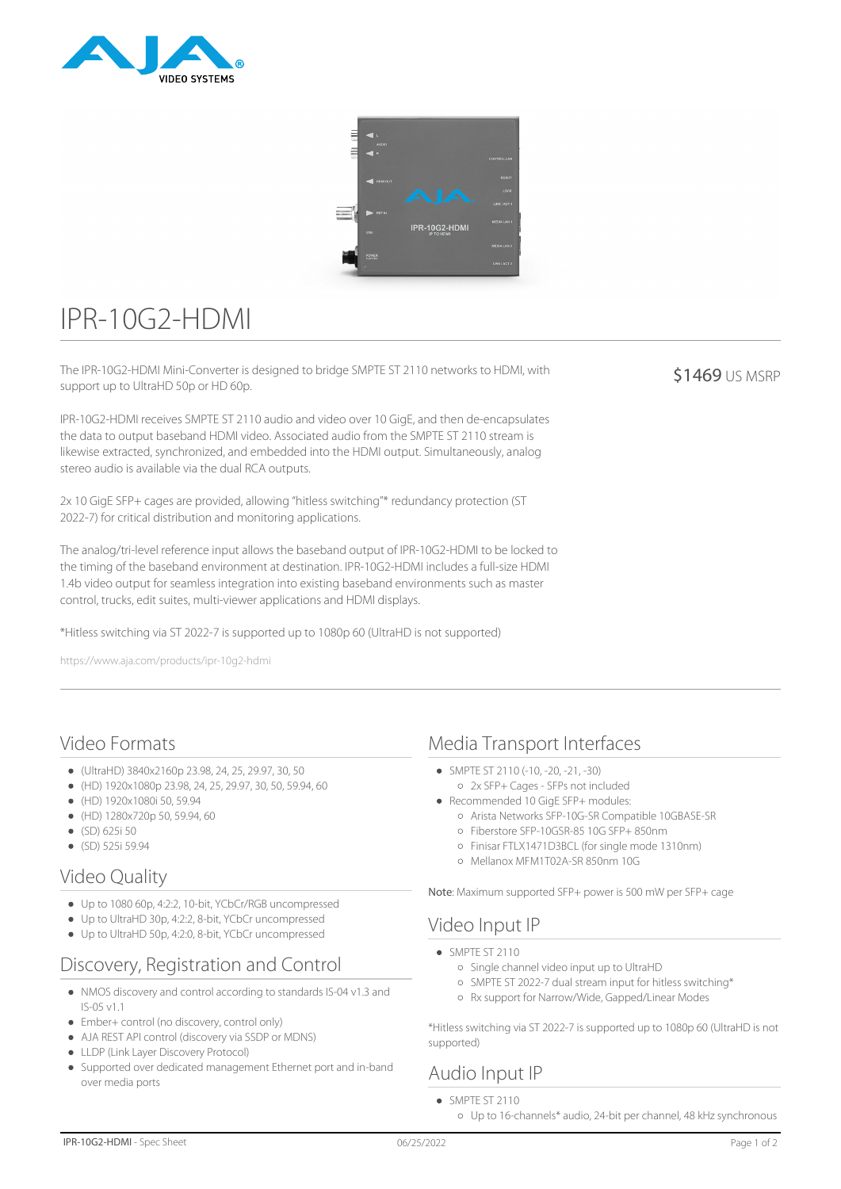# IPR-10G2-HDMI

$1469 US MSRP

The IPR-10G2-HDMI Mini-Converter is designed to bridge SMPTE ST 2110 networks to HDMI, with support up to UltraHD 50p or HD 60p.

IPR-10G2-HDMI receives SMPTE ST 2110 audio and video over 10 GigE, and then de-encapsulates the data to output baseband HDMI video. Associated audio from the SMPTE ST 2110 stream is likewise extracted, synchronized, and embedded into the HDMI output. Simultaneously, analog stereo audio is available via the dual RCA outputs.

2x 10 GigE SFP+ cages are provided, allowing "hitless switching"* redundancy protection (ST 2022-7) for critical distribution and monitoring applications.

The analog/tri-level reference input allows the baseband output of IPR-10G2-HDMI to be locked to the timing of the baseband environment at destination. IPR-10G2-HDMI includes a full-size HDMI 1.4b video output for seamless integration into existing baseband environments such as master control, trucks, edit suites, multi-viewer applications and HDMI displays.

*Hitless switching via ST 2022-7 is supported up to 1080p 60 (UltraHD is not supported)

https://www.aja.com/products/ipr-10g2-hdmi

## Video Formats

- (UltraHD) 3840x2160p 23.98, 24, 25, 29.97, 30, 50
- (HD) 1920x1080p 23.98, 24, 25, 29.97, 30, 50, 59.94, 60
- (HD) 1920x1080i 50, 59.94
- (HD) 1280x720p 50, 59.94, 60
- (SD) 625i 50
- (SD) 525i 59.94

## Video Quality

- Up to 1080 60p, 4:2:2, 10-bit, YCbCr/RGB uncompressed
- Up to UltraHD 30p, 4:2:2, 8-bit, YCbCr uncompressed
- Up to UltraHD 50p, 4:2:0, 8-bit, YCbCr uncompressed

## Discovery, Registration and Control

- NMOS discovery and control according to standards IS-04 v1.3 and IS-05 v1.1
- Ember+ control (no discovery, control only)
- AJA REST API control (discovery via SSDP or MDNS)
- LLDP (Link Layer Discovery Protocol)
- Supported over dedicated management Ethernet port and in-band over media ports

## Media Transport Interfaces

- SMPTE ST 2110 (-10, -20, -21, -30)
  - 2x SFP+ Cages - SFPs not included
- Recommended 10 GigE SFP+ modules:
  - Arista Networks SFP-10G-SR Compatible 10GBASE-SR
  - Fiberstore SFP-10GSR-85 10G SFP+ 850nm
  - Finisar FTLX1471D3BCL (for single mode 1310nm)
  - Mellanox MFM1T02A-SR 850nm 10G

**Note**: Maximum supported SFP+ power is 500 mW per SFP+ cage

## Video Input IP

- SMPTE ST 2110
  - Single channel video input up to UltraHD
  - SMPTE ST 2022-7 dual stream input for hitless switching*
  - Rx support for Narrow/Wide, Gapped/Linear Modes

*Hitless switching via ST 2022-7 is supported up to 1080p 60 (UltraHD is not supported)

## Audio Input IP

- SMPTE ST 2110
  - Up to 16-channels* audio, 24-bit per channel, 48 kHz synchronous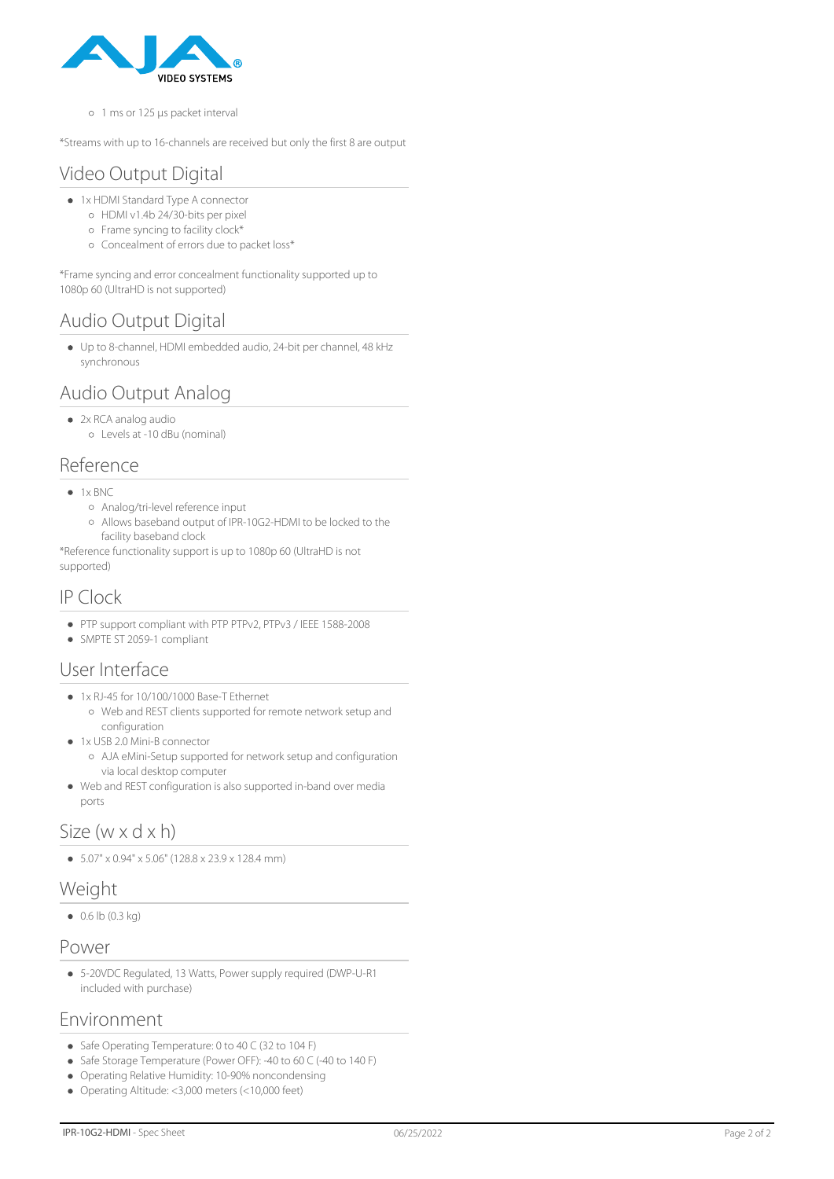- 1 ms or 125 µs packet interval

*Streams with up to 16-channels are received but only the first 8 are output

## Video Output Digital

- 1x HDMI Standard Type A connector
  - HDMI v1.4b 24/30-bits per pixel
  - Frame syncing to facility clock*
  - Concealment of errors due to packet loss*

*Frame syncing and error concealment functionality supported up to 1080p 60 (UltraHD is not supported)

## Audio Output Digital

- Up to 8-channel, HDMI embedded audio, 24-bit per channel, 48 kHz synchronous

## Audio Output Analog

- 2x RCA analog audio
  - Levels at -10 dBu (nominal)

## Reference

- 1x BNC
  - Analog/tri-level reference input
  - Allows baseband output of IPR-10G2-HDMI to be locked to the facility baseband clock

*Reference functionality support is up to 1080p 60 (UltraHD is not supported)

## IP Clock

- PTP support compliant with PTP PTPv2, PTPv3 / IEEE 1588-2008
- SMPTE ST 2059-1 compliant

## User Interface

- 1x RJ-45 for 10/100/1000 Base-T Ethernet
  - Web and REST clients supported for remote network setup and configuration
- 1x USB 2.0 Mini-B connector
  - AJA eMini-Setup supported for network setup and configuration via local desktop computer
- Web and REST configuration is also supported in-band over media ports

## Size (w x d x h)

- 5.07" x 0.94" x 5.06" (128.8 x 23.9 x 128.4 mm)

## Weight

- 0.6 lb (0.3 kg)

## Power

- 5-20VDC Regulated, 13 Watts, Power supply required (DWP-U-R1 included with purchase)

## Environment

- Safe Operating Temperature: 0 to 40 C (32 to 104 F)
- Safe Storage Temperature (Power OFF): -40 to 60 C (-40 to 140 F)
- Operating Relative Humidity: 10-90% noncondensing
- Operating Altitude: <3,000 meters (<10,000 feet)